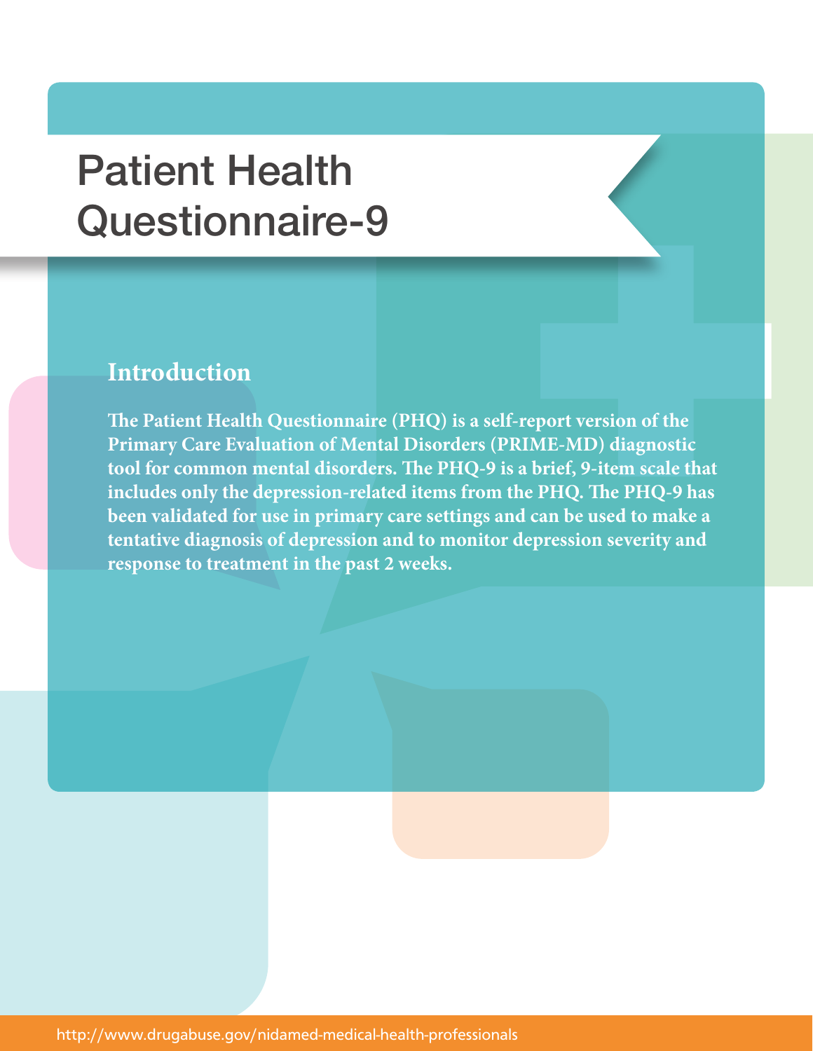# Patient Health Questionnaire-9

## Introduction

**The Patient Health Questionnaire (PHQ) is a self-report version of the Primary Care Evaluation of Mental Disorders (PRIME-MD) diagnostic tool for common mental disorders. The PHQ-9 is a brief, 9-item scale that includes only the depression-related items from the PHQ. The PHQ-9 has been validated for use in primary care settings and can be used to make a tentative diagnosis of depression and to monitor depression severity and response to treatment in the past 2 weeks.**

http://www.drugabuse.gov/nidamed-medical-health-professionals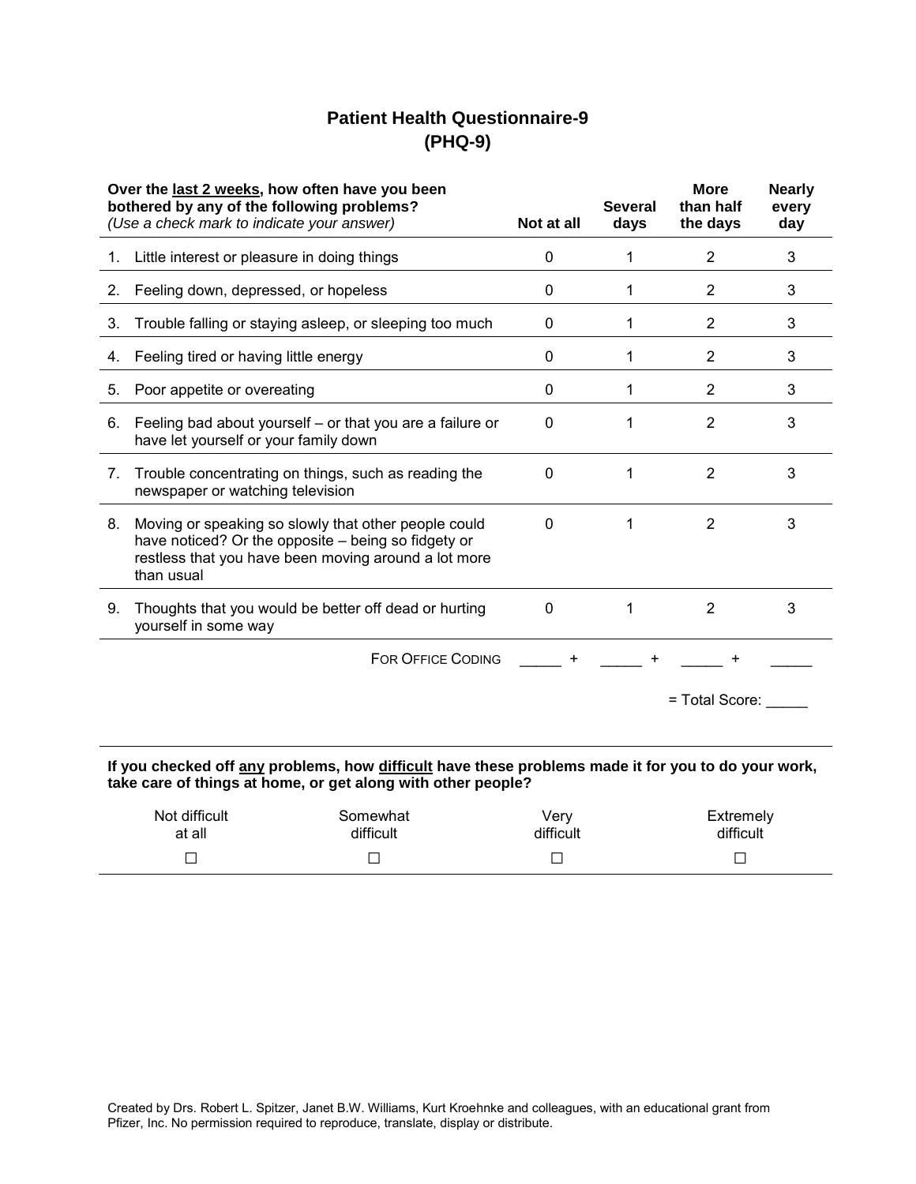# Patient Health Questionnaire-9
# (PHQ-9)

| **Over the last 2 weeks, how often have you been bothered by any of the following problems?** *(Use a check mark to indicate your answer)* | **Not at all** | **Several days** | **More than half the days** | **Nearly every day** |
|---|---|---|---|---|
| 1. Little interest or pleasure in doing things | 0 | 1 | 2 | 3 |
| 2. Feeling down, depressed, or hopeless | 0 | 1 | 2 | 3 |
| 3. Trouble falling or staying asleep, or sleeping too much | 0 | 1 | 2 | 3 |
| 4. Feeling tired or having little energy | 0 | 1 | 2 | 3 |
| 5. Poor appetite or overeating | 0 | 1 | 2 | 3 |
| 6. Feeling bad about yourself – or that you are a failure or have let yourself or your family down | 0 | 1 | 2 | 3 |
| 7. Trouble concentrating on things, such as reading the newspaper or watching television | 0 | 1 | 2 | 3 |
| 8. Moving or speaking so slowly that other people could have noticed? Or the opposite – being so fidgety or restless that you have been moving around a lot more than usual | 0 | 1 | 2 | 3 |
| 9. Thoughts that you would be better off dead or hurting yourself in some way | 0 | 1 | 2 | 3 |
| FOR OFFICE CODING | _____ + | _____ + | _____ + | _____ |

= Total Score: _____

**If you checked off any problems, how difficult have these problems made it for you to do your work, take care of things at home, or get along with other people?**

| Not difficult at all | Somewhat difficult | Very difficult | Extremely difficult |
|---|---|---|---|
| ☐ | ☐ | ☐ | ☐ |

Created by Drs. Robert L. Spitzer, Janet B.W. Williams, Kurt Kroehnke and colleagues, with an educational grant from Pfizer, Inc. No permission required to reproduce, translate, display or distribute.